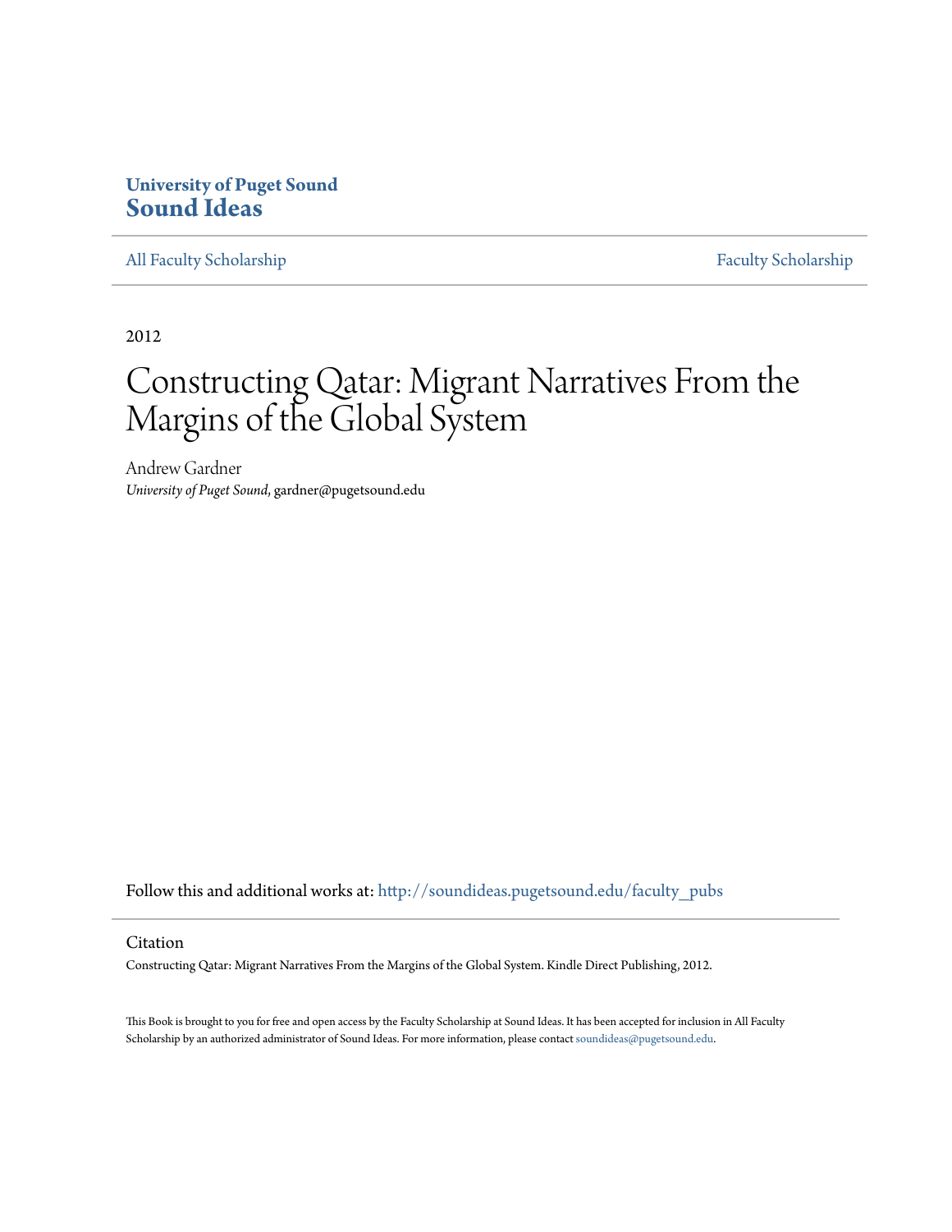**University of Puget Sound**
**Sound Ideas**

All Faculty Scholarship | Faculty Scholarship

2012

# Constructing Qatar: Migrant Narratives From the Margins of the Global System

Andrew Gardner
*University of Puget Sound*, gardner@pugetsound.edu

Follow this and additional works at: http://soundideas.pugetsound.edu/faculty_pubs

## Citation

Constructing Qatar: Migrant Narratives From the Margins of the Global System. Kindle Direct Publishing, 2012.

This Book is brought to you for free and open access by the Faculty Scholarship at Sound Ideas. It has been accepted for inclusion in All Faculty Scholarship by an authorized administrator of Sound Ideas. For more information, please contact soundideas@pugetsound.edu.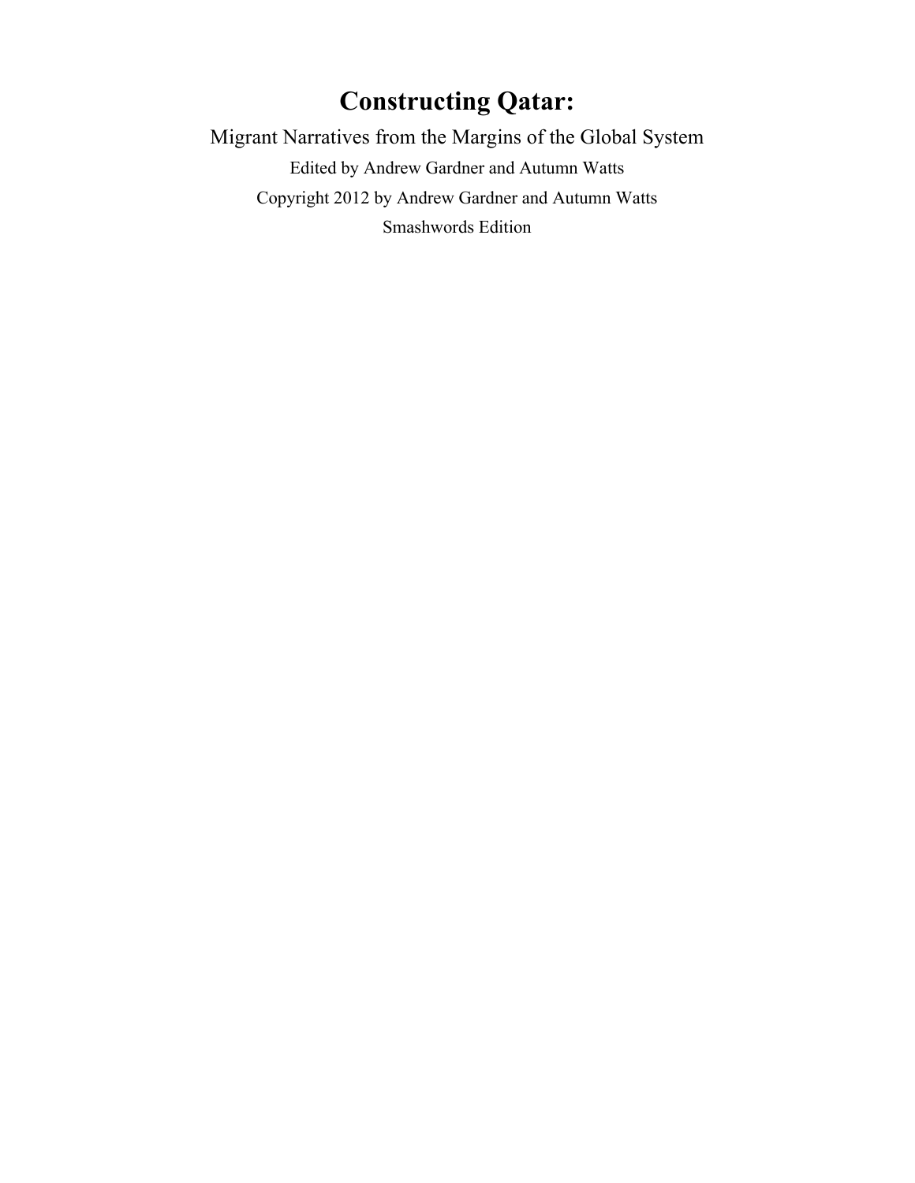# Constructing Qatar:

Migrant Narratives from the Margins of the Global System

Edited by Andrew Gardner and Autumn Watts

Copyright 2012 by Andrew Gardner and Autumn Watts

Smashwords Edition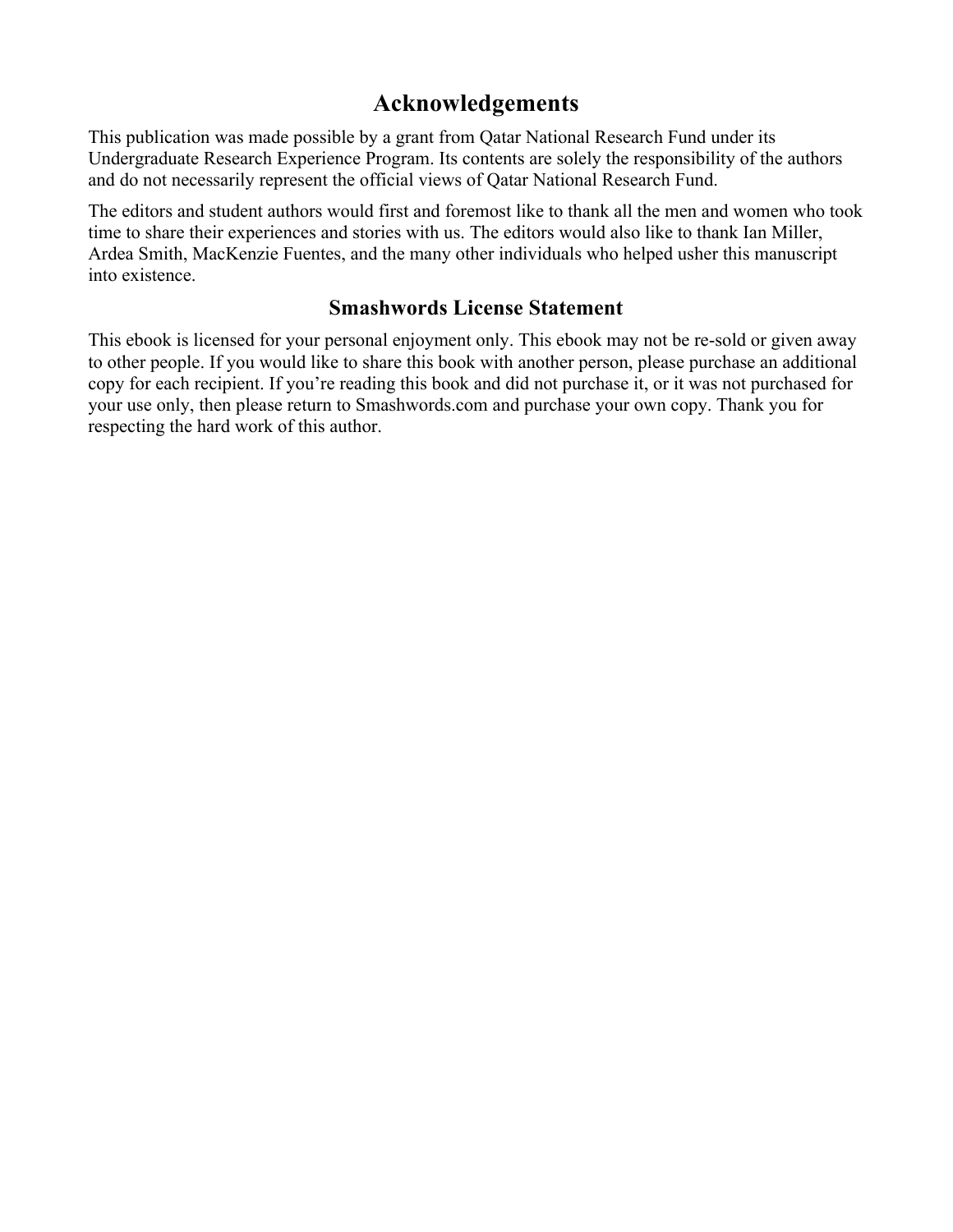## Acknowledgements

This publication was made possible by a grant from Qatar National Research Fund under its Undergraduate Research Experience Program. Its contents are solely the responsibility of the authors and do not necessarily represent the official views of Qatar National Research Fund.

The editors and student authors would first and foremost like to thank all the men and women who took time to share their experiences and stories with us. The editors would also like to thank Ian Miller, Ardea Smith, MacKenzie Fuentes, and the many other individuals who helped usher this manuscript into existence.

### Smashwords License Statement

This ebook is licensed for your personal enjoyment only. This ebook may not be re-sold or given away to other people. If you would like to share this book with another person, please purchase an additional copy for each recipient. If you're reading this book and did not purchase it, or it was not purchased for your use only, then please return to Smashwords.com and purchase your own copy. Thank you for respecting the hard work of this author.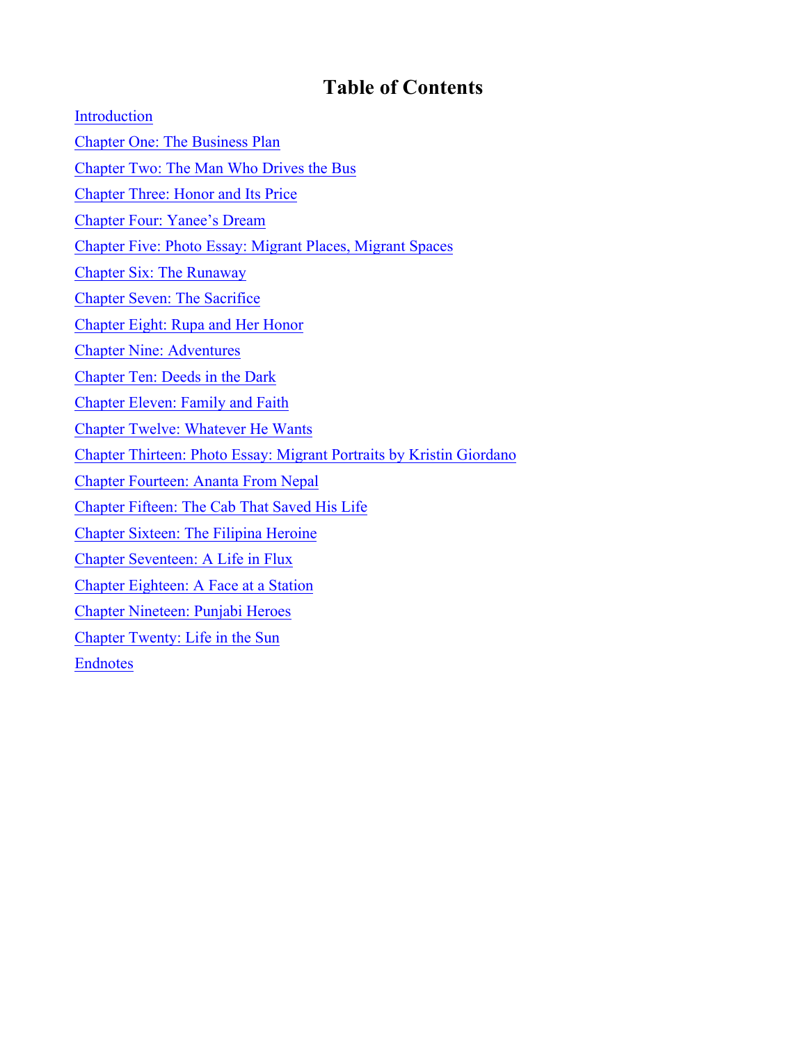# Table of Contents

Introduction

Chapter One: The Business Plan

Chapter Two: The Man Who Drives the Bus

Chapter Three: Honor and Its Price

Chapter Four: Yanee's Dream

Chapter Five: Photo Essay: Migrant Places, Migrant Spaces

Chapter Six: The Runaway

Chapter Seven: The Sacrifice

Chapter Eight: Rupa and Her Honor

Chapter Nine: Adventures

Chapter Ten: Deeds in the Dark

Chapter Eleven: Family and Faith

Chapter Twelve: Whatever He Wants

Chapter Thirteen: Photo Essay: Migrant Portraits by Kristin Giordano

Chapter Fourteen: Ananta From Nepal

Chapter Fifteen: The Cab That Saved His Life

Chapter Sixteen: The Filipina Heroine

Chapter Seventeen: A Life in Flux

Chapter Eighteen: A Face at a Station

Chapter Nineteen: Punjabi Heroes

Chapter Twenty: Life in the Sun

Endnotes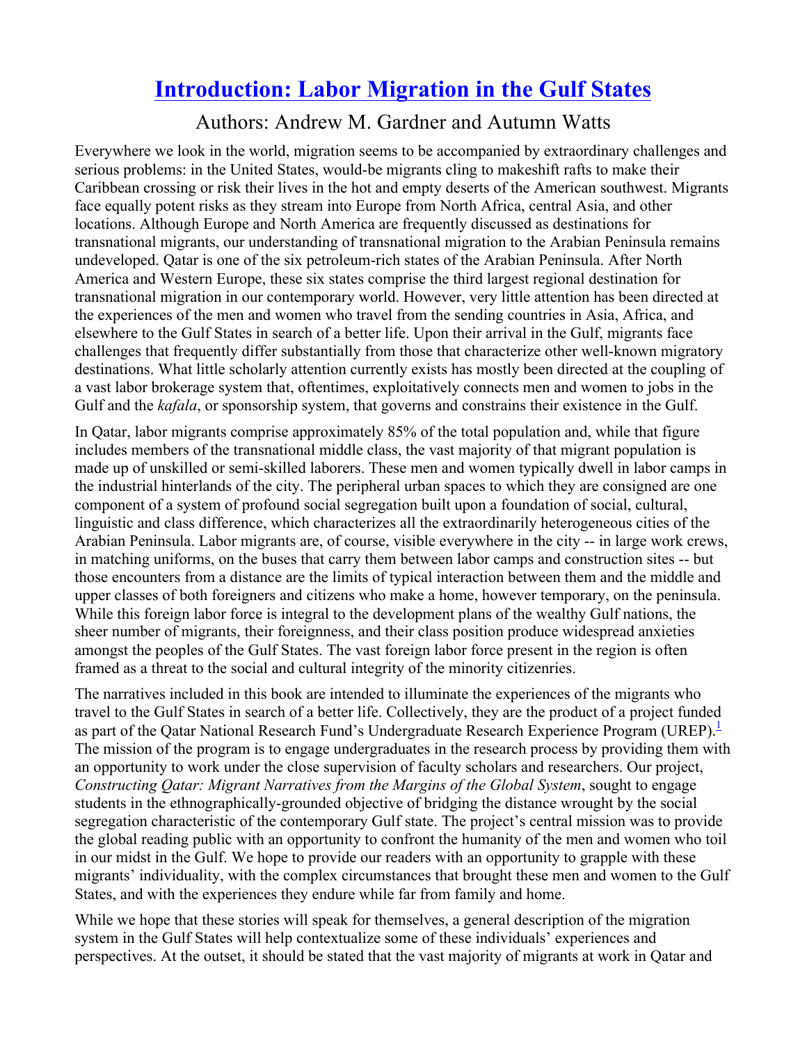# Introduction: Labor Migration in the Gulf States

## Authors: Andrew M. Gardner and Autumn Watts

Everywhere we look in the world, migration seems to be accompanied by extraordinary challenges and serious problems: in the United States, would-be migrants cling to makeshift rafts to make their Caribbean crossing or risk their lives in the hot and empty deserts of the American southwest. Migrants face equally potent risks as they stream into Europe from North Africa, central Asia, and other locations. Although Europe and North America are frequently discussed as destinations for transnational migrants, our understanding of transnational migration to the Arabian Peninsula remains undeveloped. Qatar is one of the six petroleum-rich states of the Arabian Peninsula. After North America and Western Europe, these six states comprise the third largest regional destination for transnational migration in our contemporary world. However, very little attention has been directed at the experiences of the men and women who travel from the sending countries in Asia, Africa, and elsewhere to the Gulf States in search of a better life. Upon their arrival in the Gulf, migrants face challenges that frequently differ substantially from those that characterize other well-known migratory destinations. What little scholarly attention currently exists has mostly been directed at the coupling of a vast labor brokerage system that, oftentimes, exploitatively connects men and women to jobs in the Gulf and the *kafala*, or sponsorship system, that governs and constrains their existence in the Gulf.

In Qatar, labor migrants comprise approximately 85% of the total population and, while that figure includes members of the transnational middle class, the vast majority of that migrant population is made up of unskilled or semi-skilled laborers. These men and women typically dwell in labor camps in the industrial hinterlands of the city. The peripheral urban spaces to which they are consigned are one component of a system of profound social segregation built upon a foundation of social, cultural, linguistic and class difference, which characterizes all the extraordinarily heterogeneous cities of the Arabian Peninsula. Labor migrants are, of course, visible everywhere in the city -- in large work crews, in matching uniforms, on the buses that carry them between labor camps and construction sites -- but those encounters from a distance are the limits of typical interaction between them and the middle and upper classes of both foreigners and citizens who make a home, however temporary, on the peninsula. While this foreign labor force is integral to the development plans of the wealthy Gulf nations, the sheer number of migrants, their foreignness, and their class position produce widespread anxieties amongst the peoples of the Gulf States. The vast foreign labor force present in the region is often framed as a threat to the social and cultural integrity of the minority citizenries.

The narratives included in this book are intended to illuminate the experiences of the migrants who travel to the Gulf States in search of a better life. Collectively, they are the product of a project funded as part of the Qatar National Research Fund's Undergraduate Research Experience Program (UREP).[1] The mission of the program is to engage undergraduates in the research process by providing them with an opportunity to work under the close supervision of faculty scholars and researchers. Our project, *Constructing Qatar: Migrant Narratives from the Margins of the Global System*, sought to engage students in the ethnographically-grounded objective of bridging the distance wrought by the social segregation characteristic of the contemporary Gulf state. The project's central mission was to provide the global reading public with an opportunity to confront the humanity of the men and women who toil in our midst in the Gulf. We hope to provide our readers with an opportunity to grapple with these migrants' individuality, with the complex circumstances that brought these men and women to the Gulf States, and with the experiences they endure while far from family and home.

While we hope that these stories will speak for themselves, a general description of the migration system in the Gulf States will help contextualize some of these individuals' experiences and perspectives. At the outset, it should be stated that the vast majority of migrants at work in Qatar and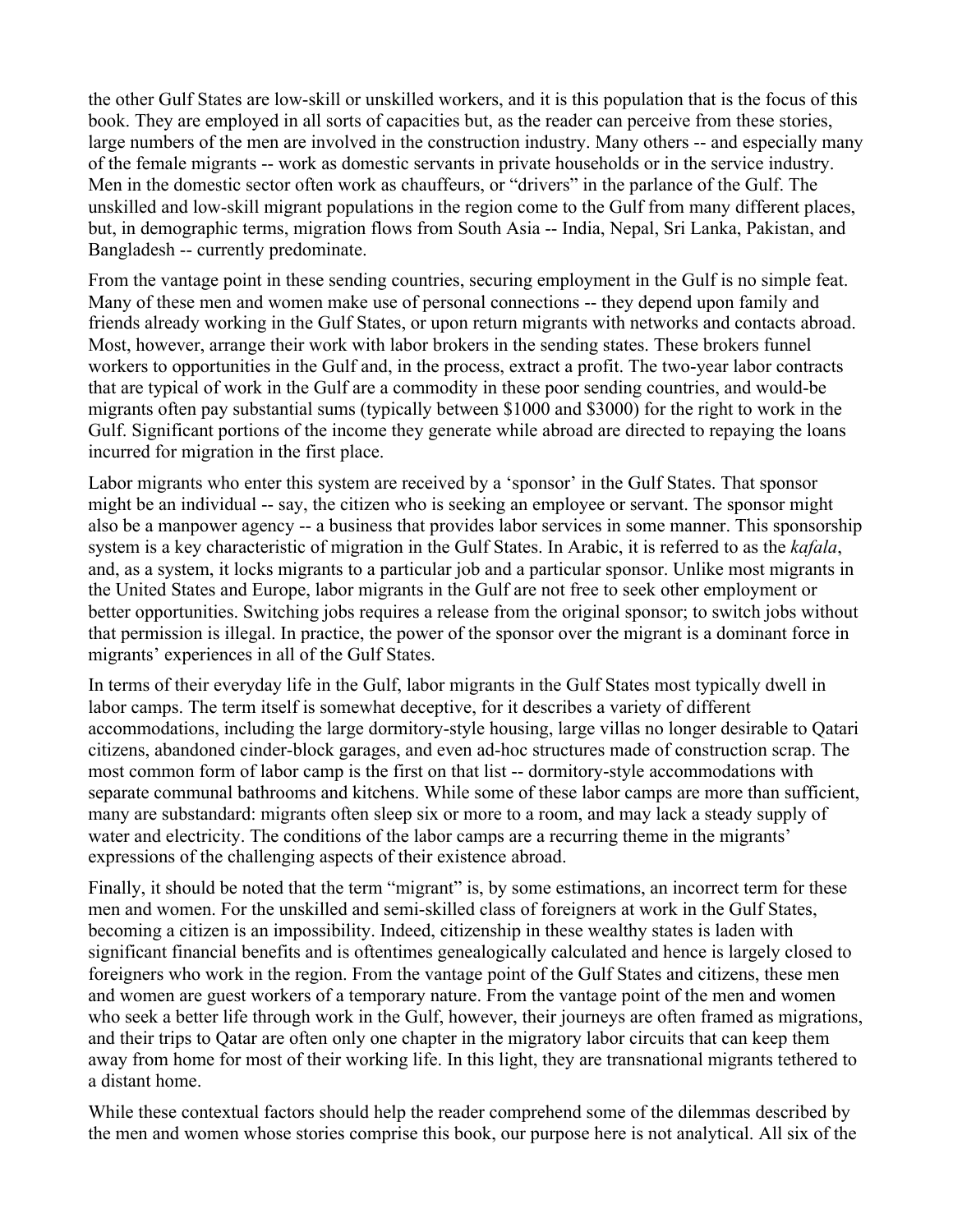the other Gulf States are low-skill or unskilled workers, and it is this population that is the focus of this book. They are employed in all sorts of capacities but, as the reader can perceive from these stories, large numbers of the men are involved in the construction industry. Many others -- and especially many of the female migrants -- work as domestic servants in private households or in the service industry. Men in the domestic sector often work as chauffeurs, or "drivers" in the parlance of the Gulf. The unskilled and low-skill migrant populations in the region come to the Gulf from many different places, but, in demographic terms, migration flows from South Asia -- India, Nepal, Sri Lanka, Pakistan, and Bangladesh -- currently predominate.

From the vantage point in these sending countries, securing employment in the Gulf is no simple feat. Many of these men and women make use of personal connections -- they depend upon family and friends already working in the Gulf States, or upon return migrants with networks and contacts abroad. Most, however, arrange their work with labor brokers in the sending states. These brokers funnel workers to opportunities in the Gulf and, in the process, extract a profit. The two-year labor contracts that are typical of work in the Gulf are a commodity in these poor sending countries, and would-be migrants often pay substantial sums (typically between $1000 and $3000) for the right to work in the Gulf. Significant portions of the income they generate while abroad are directed to repaying the loans incurred for migration in the first place.

Labor migrants who enter this system are received by a 'sponsor' in the Gulf States. That sponsor might be an individual -- say, the citizen who is seeking an employee or servant. The sponsor might also be a manpower agency -- a business that provides labor services in some manner. This sponsorship system is a key characteristic of migration in the Gulf States. In Arabic, it is referred to as the *kafala*, and, as a system, it locks migrants to a particular job and a particular sponsor. Unlike most migrants in the United States and Europe, labor migrants in the Gulf are not free to seek other employment or better opportunities. Switching jobs requires a release from the original sponsor; to switch jobs without that permission is illegal. In practice, the power of the sponsor over the migrant is a dominant force in migrants' experiences in all of the Gulf States.

In terms of their everyday life in the Gulf, labor migrants in the Gulf States most typically dwell in labor camps. The term itself is somewhat deceptive, for it describes a variety of different accommodations, including the large dormitory-style housing, large villas no longer desirable to Qatari citizens, abandoned cinder-block garages, and even ad-hoc structures made of construction scrap. The most common form of labor camp is the first on that list -- dormitory-style accommodations with separate communal bathrooms and kitchens. While some of these labor camps are more than sufficient, many are substandard: migrants often sleep six or more to a room, and may lack a steady supply of water and electricity. The conditions of the labor camps are a recurring theme in the migrants' expressions of the challenging aspects of their existence abroad.

Finally, it should be noted that the term "migrant" is, by some estimations, an incorrect term for these men and women. For the unskilled and semi-skilled class of foreigners at work in the Gulf States, becoming a citizen is an impossibility. Indeed, citizenship in these wealthy states is laden with significant financial benefits and is oftentimes genealogically calculated and hence is largely closed to foreigners who work in the region. From the vantage point of the Gulf States and citizens, these men and women are guest workers of a temporary nature. From the vantage point of the men and women who seek a better life through work in the Gulf, however, their journeys are often framed as migrations, and their trips to Qatar are often only one chapter in the migratory labor circuits that can keep them away from home for most of their working life. In this light, they are transnational migrants tethered to a distant home.

While these contextual factors should help the reader comprehend some of the dilemmas described by the men and women whose stories comprise this book, our purpose here is not analytical. All six of the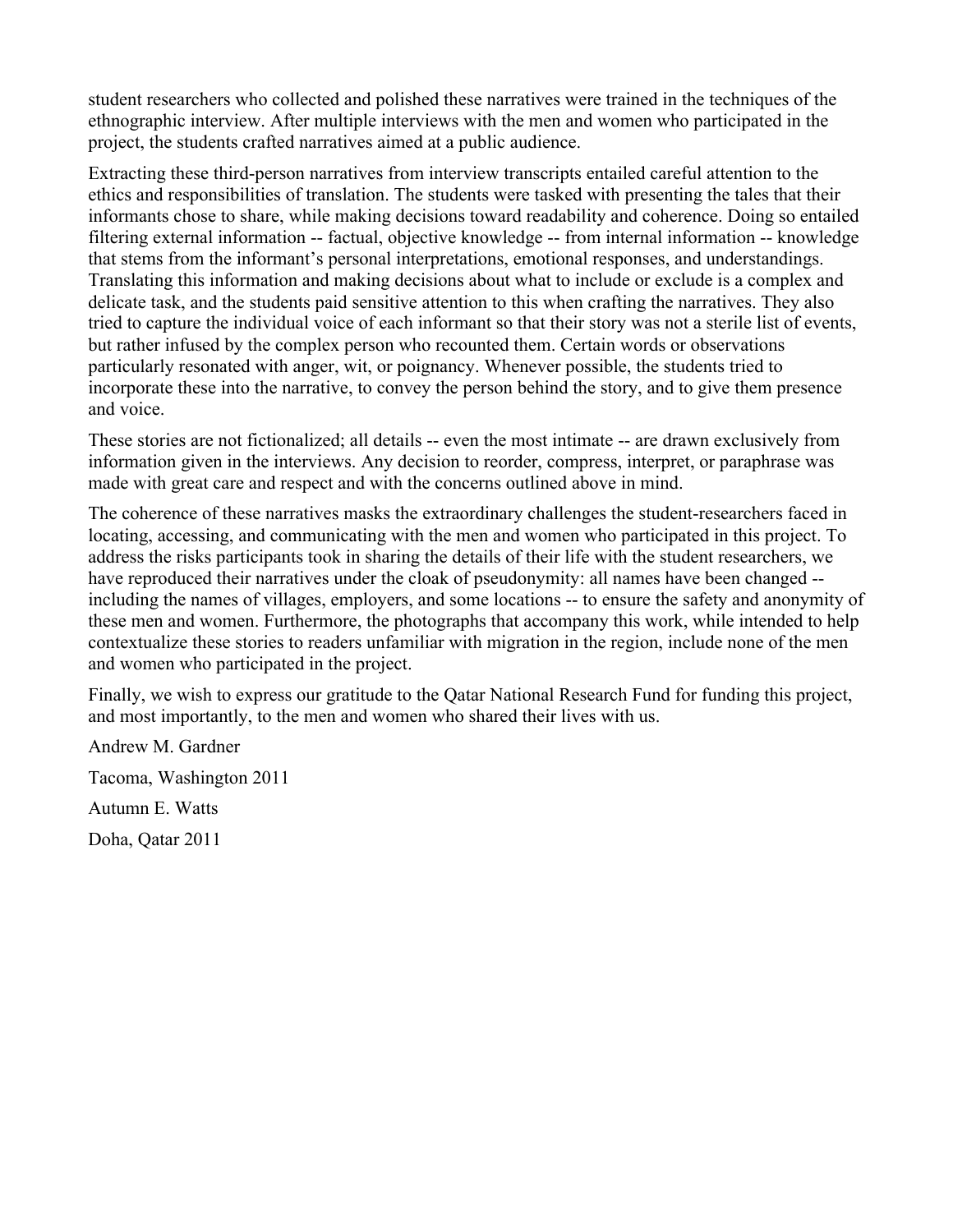student researchers who collected and polished these narratives were trained in the techniques of the ethnographic interview. After multiple interviews with the men and women who participated in the project, the students crafted narratives aimed at a public audience.

Extracting these third-person narratives from interview transcripts entailed careful attention to the ethics and responsibilities of translation. The students were tasked with presenting the tales that their informants chose to share, while making decisions toward readability and coherence. Doing so entailed filtering external information -- factual, objective knowledge -- from internal information -- knowledge that stems from the informant's personal interpretations, emotional responses, and understandings. Translating this information and making decisions about what to include or exclude is a complex and delicate task, and the students paid sensitive attention to this when crafting the narratives. They also tried to capture the individual voice of each informant so that their story was not a sterile list of events, but rather infused by the complex person who recounted them. Certain words or observations particularly resonated with anger, wit, or poignancy. Whenever possible, the students tried to incorporate these into the narrative, to convey the person behind the story, and to give them presence and voice.

These stories are not fictionalized; all details -- even the most intimate -- are drawn exclusively from information given in the interviews. Any decision to reorder, compress, interpret, or paraphrase was made with great care and respect and with the concerns outlined above in mind.

The coherence of these narratives masks the extraordinary challenges the student-researchers faced in locating, accessing, and communicating with the men and women who participated in this project. To address the risks participants took in sharing the details of their life with the student researchers, we have reproduced their narratives under the cloak of pseudonymity: all names have been changed -- including the names of villages, employers, and some locations -- to ensure the safety and anonymity of these men and women. Furthermore, the photographs that accompany this work, while intended to help contextualize these stories to readers unfamiliar with migration in the region, include none of the men and women who participated in the project.

Finally, we wish to express our gratitude to the Qatar National Research Fund for funding this project, and most importantly, to the men and women who shared their lives with us.

Andrew M. Gardner

Tacoma, Washington 2011

Autumn E. Watts

Doha, Qatar 2011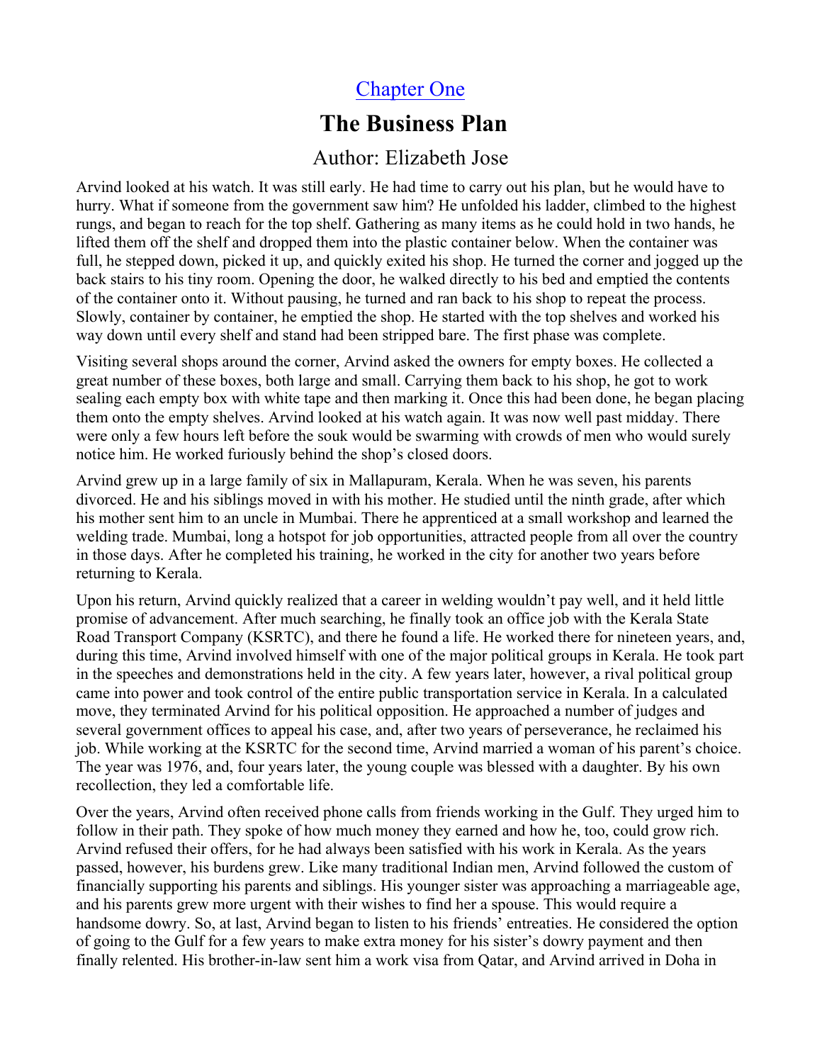[Chapter One](#)

# The Business Plan

## Author: Elizabeth Jose

Arvind looked at his watch. It was still early. He had time to carry out his plan, but he would have to hurry. What if someone from the government saw him? He unfolded his ladder, climbed to the highest rungs, and began to reach for the top shelf. Gathering as many items as he could hold in two hands, he lifted them off the shelf and dropped them into the plastic container below. When the container was full, he stepped down, picked it up, and quickly exited his shop. He turned the corner and jogged up the back stairs to his tiny room. Opening the door, he walked directly to his bed and emptied the contents of the container onto it. Without pausing, he turned and ran back to his shop to repeat the process. Slowly, container by container, he emptied the shop. He started with the top shelves and worked his way down until every shelf and stand had been stripped bare. The first phase was complete.

Visiting several shops around the corner, Arvind asked the owners for empty boxes. He collected a great number of these boxes, both large and small. Carrying them back to his shop, he got to work sealing each empty box with white tape and then marking it. Once this had been done, he began placing them onto the empty shelves. Arvind looked at his watch again. It was now well past midday. There were only a few hours left before the souk would be swarming with crowds of men who would surely notice him. He worked furiously behind the shop's closed doors.

Arvind grew up in a large family of six in Mallapuram, Kerala. When he was seven, his parents divorced. He and his siblings moved in with his mother. He studied until the ninth grade, after which his mother sent him to an uncle in Mumbai. There he apprenticed at a small workshop and learned the welding trade. Mumbai, long a hotspot for job opportunities, attracted people from all over the country in those days. After he completed his training, he worked in the city for another two years before returning to Kerala.

Upon his return, Arvind quickly realized that a career in welding wouldn't pay well, and it held little promise of advancement. After much searching, he finally took an office job with the Kerala State Road Transport Company (KSRTC), and there he found a life. He worked there for nineteen years, and, during this time, Arvind involved himself with one of the major political groups in Kerala. He took part in the speeches and demonstrations held in the city. A few years later, however, a rival political group came into power and took control of the entire public transportation service in Kerala. In a calculated move, they terminated Arvind for his political opposition. He approached a number of judges and several government offices to appeal his case, and, after two years of perseverance, he reclaimed his job. While working at the KSRTC for the second time, Arvind married a woman of his parent's choice. The year was 1976, and, four years later, the young couple was blessed with a daughter. By his own recollection, they led a comfortable life.

Over the years, Arvind often received phone calls from friends working in the Gulf. They urged him to follow in their path. They spoke of how much money they earned and how he, too, could grow rich. Arvind refused their offers, for he had always been satisfied with his work in Kerala. As the years passed, however, his burdens grew. Like many traditional Indian men, Arvind followed the custom of financially supporting his parents and siblings. His younger sister was approaching a marriageable age, and his parents grew more urgent with their wishes to find her a spouse. This would require a handsome dowry. So, at last, Arvind began to listen to his friends' entreaties. He considered the option of going to the Gulf for a few years to make extra money for his sister's dowry payment and then finally relented. His brother-in-law sent him a work visa from Qatar, and Arvind arrived in Doha in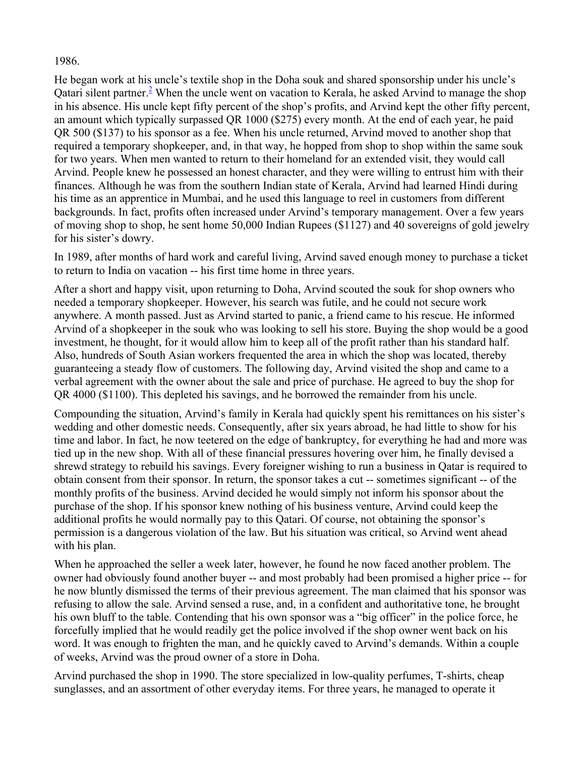1986.

He began work at his uncle's textile shop in the Doha souk and shared sponsorship under his uncle's Qatari silent partner.[2] When the uncle went on vacation to Kerala, he asked Arvind to manage the shop in his absence. His uncle kept fifty percent of the shop's profits, and Arvind kept the other fifty percent, an amount which typically surpassed QR 1000 ($275) every month. At the end of each year, he paid QR 500 ($137) to his sponsor as a fee. When his uncle returned, Arvind moved to another shop that required a temporary shopkeeper, and, in that way, he hopped from shop to shop within the same souk for two years. When men wanted to return to their homeland for an extended visit, they would call Arvind. People knew he possessed an honest character, and they were willing to entrust him with their finances. Although he was from the southern Indian state of Kerala, Arvind had learned Hindi during his time as an apprentice in Mumbai, and he used this language to reel in customers from different backgrounds. In fact, profits often increased under Arvind's temporary management. Over a few years of moving shop to shop, he sent home 50,000 Indian Rupees ($1127) and 40 sovereigns of gold jewelry for his sister's dowry.

In 1989, after months of hard work and careful living, Arvind saved enough money to purchase a ticket to return to India on vacation -- his first time home in three years.

After a short and happy visit, upon returning to Doha, Arvind scouted the souk for shop owners who needed a temporary shopkeeper. However, his search was futile, and he could not secure work anywhere. A month passed. Just as Arvind started to panic, a friend came to his rescue. He informed Arvind of a shopkeeper in the souk who was looking to sell his store. Buying the shop would be a good investment, he thought, for it would allow him to keep all of the profit rather than his standard half. Also, hundreds of South Asian workers frequented the area in which the shop was located, thereby guaranteeing a steady flow of customers. The following day, Arvind visited the shop and came to a verbal agreement with the owner about the sale and price of purchase. He agreed to buy the shop for QR 4000 ($1100). This depleted his savings, and he borrowed the remainder from his uncle.

Compounding the situation, Arvind's family in Kerala had quickly spent his remittances on his sister's wedding and other domestic needs. Consequently, after six years abroad, he had little to show for his time and labor. In fact, he now teetered on the edge of bankruptcy, for everything he had and more was tied up in the new shop. With all of these financial pressures hovering over him, he finally devised a shrewd strategy to rebuild his savings. Every foreigner wishing to run a business in Qatar is required to obtain consent from their sponsor. In return, the sponsor takes a cut -- sometimes significant -- of the monthly profits of the business. Arvind decided he would simply not inform his sponsor about the purchase of the shop. If his sponsor knew nothing of his business venture, Arvind could keep the additional profits he would normally pay to this Qatari. Of course, not obtaining the sponsor's permission is a dangerous violation of the law. But his situation was critical, so Arvind went ahead with his plan.

When he approached the seller a week later, however, he found he now faced another problem. The owner had obviously found another buyer -- and most probably had been promised a higher price -- for he now bluntly dismissed the terms of their previous agreement. The man claimed that his sponsor was refusing to allow the sale. Arvind sensed a ruse, and, in a confident and authoritative tone, he brought his own bluff to the table. Contending that his own sponsor was a "big officer" in the police force, he forcefully implied that he would readily get the police involved if the shop owner went back on his word. It was enough to frighten the man, and he quickly caved to Arvind's demands. Within a couple of weeks, Arvind was the proud owner of a store in Doha.

Arvind purchased the shop in 1990. The store specialized in low-quality perfumes, T-shirts, cheap sunglasses, and an assortment of other everyday items. For three years, he managed to operate it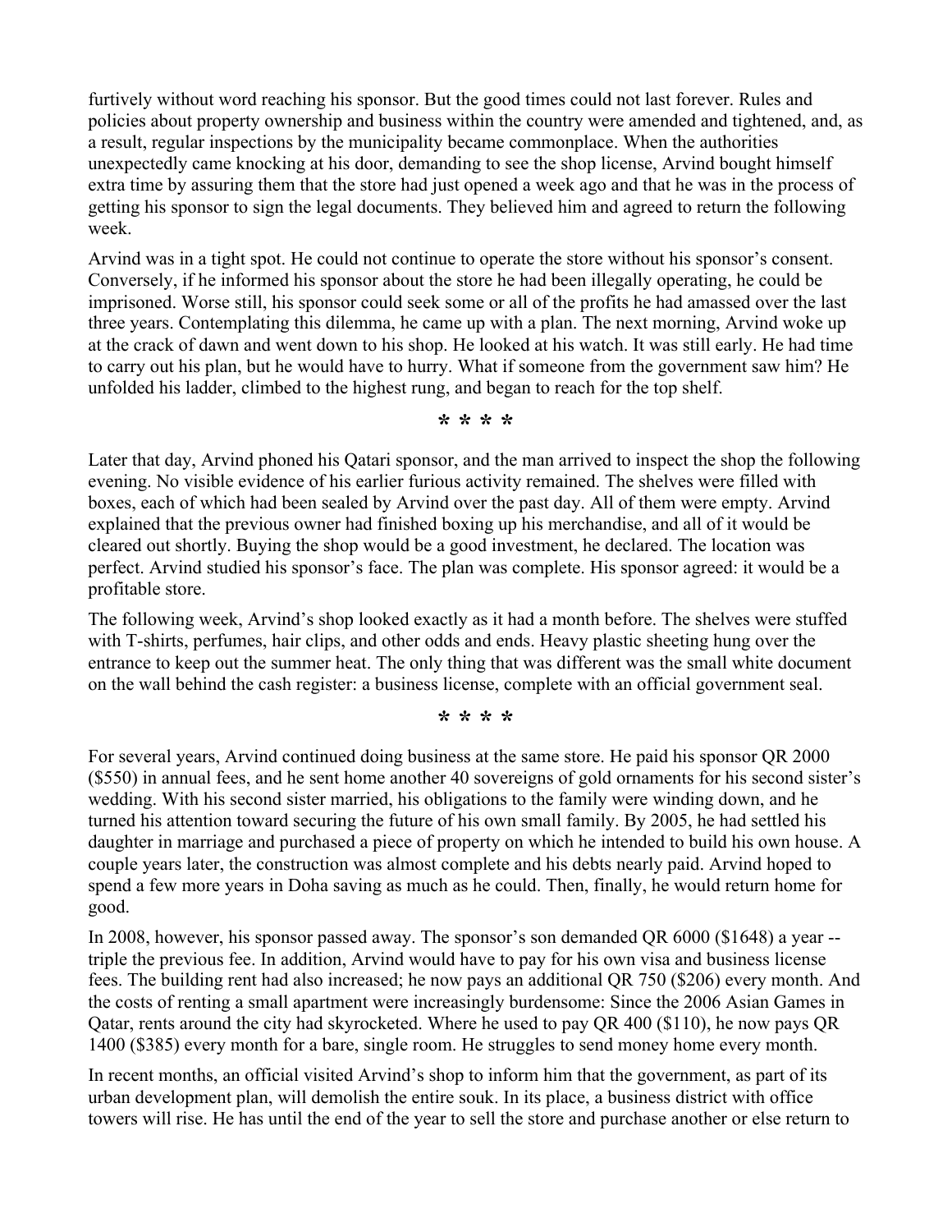furtively without word reaching his sponsor. But the good times could not last forever. Rules and policies about property ownership and business within the country were amended and tightened, and, as a result, regular inspections by the municipality became commonplace. When the authorities unexpectedly came knocking at his door, demanding to see the shop license, Arvind bought himself extra time by assuring them that the store had just opened a week ago and that he was in the process of getting his sponsor to sign the legal documents. They believed him and agreed to return the following week.

Arvind was in a tight spot. He could not continue to operate the store without his sponsor's consent. Conversely, if he informed his sponsor about the store he had been illegally operating, he could be imprisoned. Worse still, his sponsor could seek some or all of the profits he had amassed over the last three years. Contemplating this dilemma, he came up with a plan. The next morning, Arvind woke up at the crack of dawn and went down to his shop. He looked at his watch. It was still early. He had time to carry out his plan, but he would have to hurry. What if someone from the government saw him? He unfolded his ladder, climbed to the highest rung, and began to reach for the top shelf.

* * * *

Later that day, Arvind phoned his Qatari sponsor, and the man arrived to inspect the shop the following evening. No visible evidence of his earlier furious activity remained. The shelves were filled with boxes, each of which had been sealed by Arvind over the past day. All of them were empty. Arvind explained that the previous owner had finished boxing up his merchandise, and all of it would be cleared out shortly. Buying the shop would be a good investment, he declared. The location was perfect. Arvind studied his sponsor's face. The plan was complete. His sponsor agreed: it would be a profitable store.

The following week, Arvind's shop looked exactly as it had a month before. The shelves were stuffed with T-shirts, perfumes, hair clips, and other odds and ends. Heavy plastic sheeting hung over the entrance to keep out the summer heat. The only thing that was different was the small white document on the wall behind the cash register: a business license, complete with an official government seal.

* * * *

For several years, Arvind continued doing business at the same store. He paid his sponsor QR 2000 ($550) in annual fees, and he sent home another 40 sovereigns of gold ornaments for his second sister's wedding. With his second sister married, his obligations to the family were winding down, and he turned his attention toward securing the future of his own small family. By 2005, he had settled his daughter in marriage and purchased a piece of property on which he intended to build his own house. A couple years later, the construction was almost complete and his debts nearly paid. Arvind hoped to spend a few more years in Doha saving as much as he could. Then, finally, he would return home for good.

In 2008, however, his sponsor passed away. The sponsor's son demanded QR 6000 ($1648) a year -- triple the previous fee. In addition, Arvind would have to pay for his own visa and business license fees. The building rent had also increased; he now pays an additional QR 750 ($206) every month. And the costs of renting a small apartment were increasingly burdensome: Since the 2006 Asian Games in Qatar, rents around the city had skyrocketed. Where he used to pay QR 400 ($110), he now pays QR 1400 ($385) every month for a bare, single room. He struggles to send money home every month.

In recent months, an official visited Arvind's shop to inform him that the government, as part of its urban development plan, will demolish the entire souk. In its place, a business district with office towers will rise. He has until the end of the year to sell the store and purchase another or else return to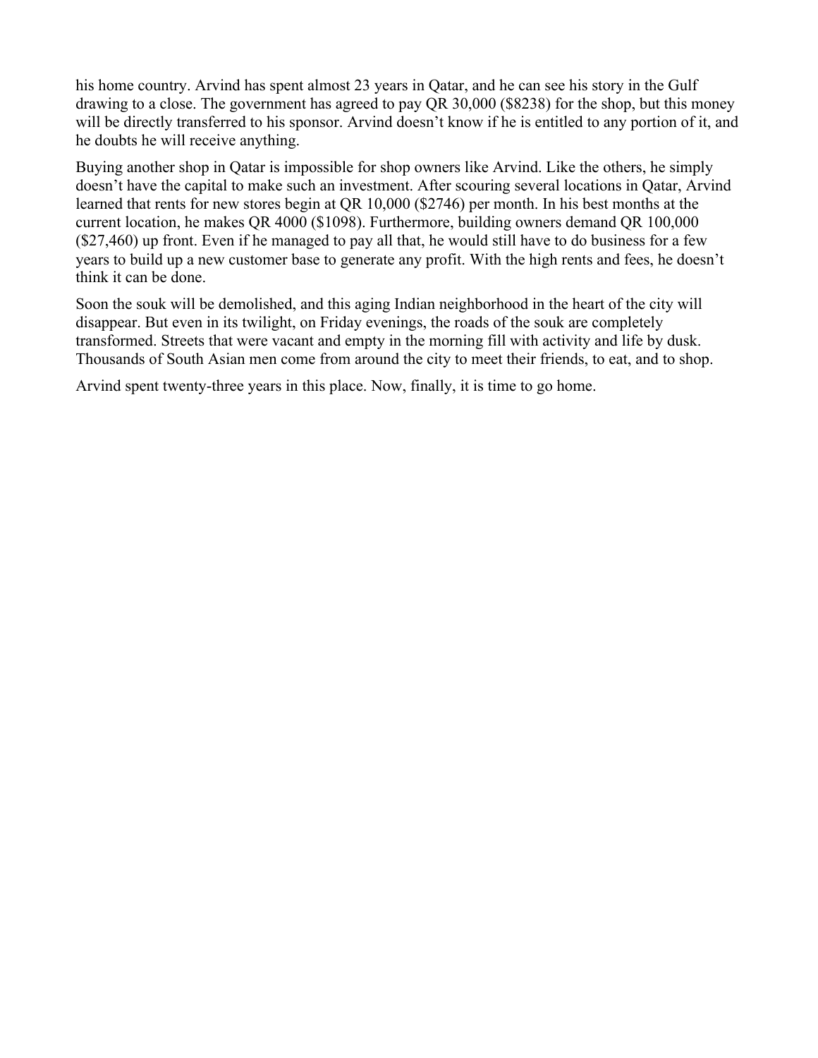his home country. Arvind has spent almost 23 years in Qatar, and he can see his story in the Gulf drawing to a close. The government has agreed to pay QR 30,000 ($8238) for the shop, but this money will be directly transferred to his sponsor. Arvind doesn't know if he is entitled to any portion of it, and he doubts he will receive anything.

Buying another shop in Qatar is impossible for shop owners like Arvind. Like the others, he simply doesn't have the capital to make such an investment. After scouring several locations in Qatar, Arvind learned that rents for new stores begin at QR 10,000 ($2746) per month. In his best months at the current location, he makes QR 4000 ($1098). Furthermore, building owners demand QR 100,000 ($27,460) up front. Even if he managed to pay all that, he would still have to do business for a few years to build up a new customer base to generate any profit. With the high rents and fees, he doesn't think it can be done.

Soon the souk will be demolished, and this aging Indian neighborhood in the heart of the city will disappear. But even in its twilight, on Friday evenings, the roads of the souk are completely transformed. Streets that were vacant and empty in the morning fill with activity and life by dusk. Thousands of South Asian men come from around the city to meet their friends, to eat, and to shop.

Arvind spent twenty-three years in this place. Now, finally, it is time to go home.